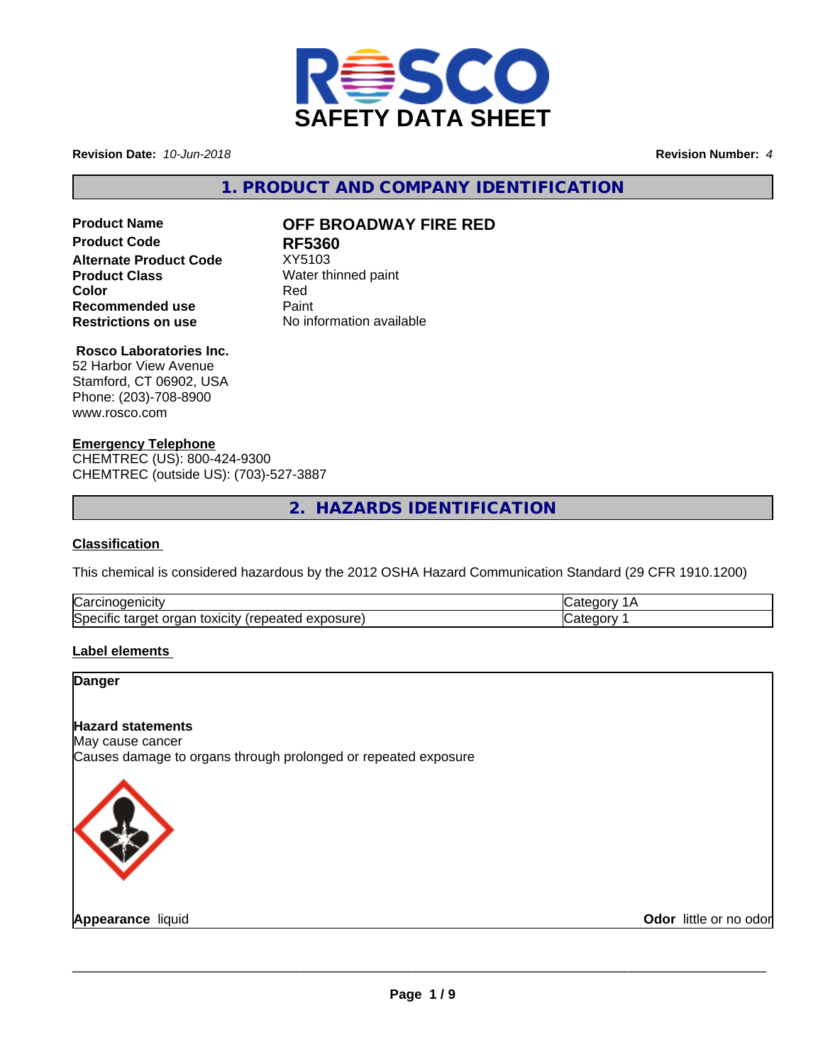# SAFETY DATA SHEET

**Revision Date:** *10-Jun-2018*

**Revision Number:** *4*

## 1. PRODUCT AND COMPANY IDENTIFICATION

| | |
|---|---|
| **Product Name** | **OFF BROADWAY FIRE RED** |
| **Product Code** | **RF5360** |
| **Alternate Product Code** | XY5103 |
| **Product Class** | Water thinned paint |
| **Color** | Red |
| **Recommended use** | Paint |
| **Restrictions on use** | No information available |

**Rosco Laboratories Inc.**
52 Harbor View Avenue
Stamford, CT 06902, USA
Phone: (203)-708-8900
www.rosco.com

**Emergency Telephone**
CHEMTREC (US): 800-424-9300
CHEMTREC (outside US): (703)-527-3887

## 2. HAZARDS IDENTIFICATION

**Classification**

This chemical is considered hazardous by the 2012 OSHA Hazard Communication Standard (29 CFR 1910.1200)

| | |
|---|---|
| Carcinogenicity | Category 1A |
| Specific target organ toxicity (repeated exposure) | Category 1 |

**Label elements**

**Danger**

**Hazard statements**
May cause cancer
Causes damage to organs through prolonged or repeated exposure

**Appearance** liquid

**Odor** little or no odor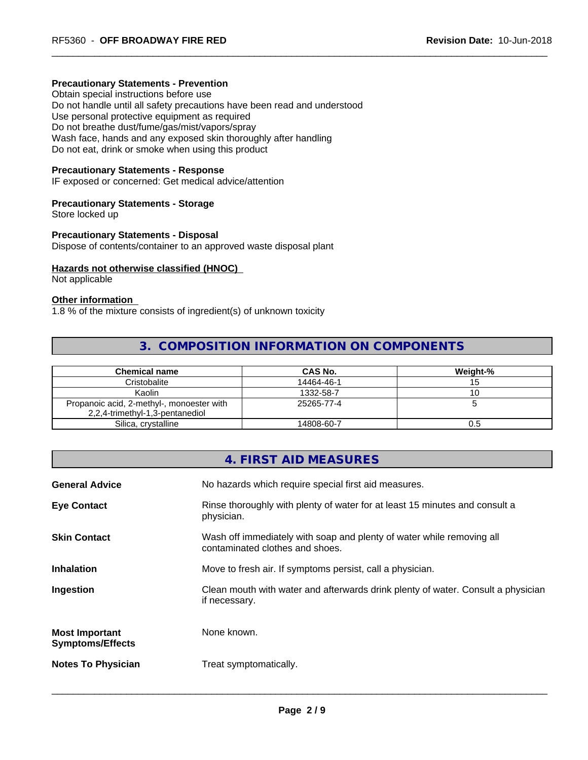**Precautionary Statements - Prevention**
Obtain special instructions before use
Do not handle until all safety precautions have been read and understood
Use personal protective equipment as required
Do not breathe dust/fume/gas/mist/vapors/spray
Wash face, hands and any exposed skin thoroughly after handling
Do not eat, drink or smoke when using this product

**Precautionary Statements - Response**
IF exposed or concerned: Get medical advice/attention

**Precautionary Statements - Storage**
Store locked up

**Precautionary Statements - Disposal**
Dispose of contents/container to an approved waste disposal plant

**Hazards not otherwise classified (HNOC)**
Not applicable

**Other information**
1.8 % of the mixture consists of ingredient(s) of unknown toxicity

## 3. COMPOSITION INFORMATION ON COMPONENTS

| Chemical name | CAS No. | Weight-% |
|---|---|---|
| Cristobalite | 14464-46-1 | 15 |
| Kaolin | 1332-58-7 | 10 |
| Propanoic acid, 2-methyl-, monoester with 2,2,4-trimethyl-1,3-pentanediol | 25265-77-4 | 5 |
| Silica, crystalline | 14808-60-7 | 0.5 |

## 4. FIRST AID MEASURES

**General Advice** No hazards which require special first aid measures.

**Eye Contact** Rinse thoroughly with plenty of water for at least 15 minutes and consult a physician.

**Skin Contact** Wash off immediately with soap and plenty of water while removing all contaminated clothes and shoes.

**Inhalation** Move to fresh air. If symptoms persist, call a physician.

**Ingestion** Clean mouth with water and afterwards drink plenty of water. Consult a physician if necessary.

**Most Important Symptoms/Effects** None known.

**Notes To Physician** Treat symptomatically.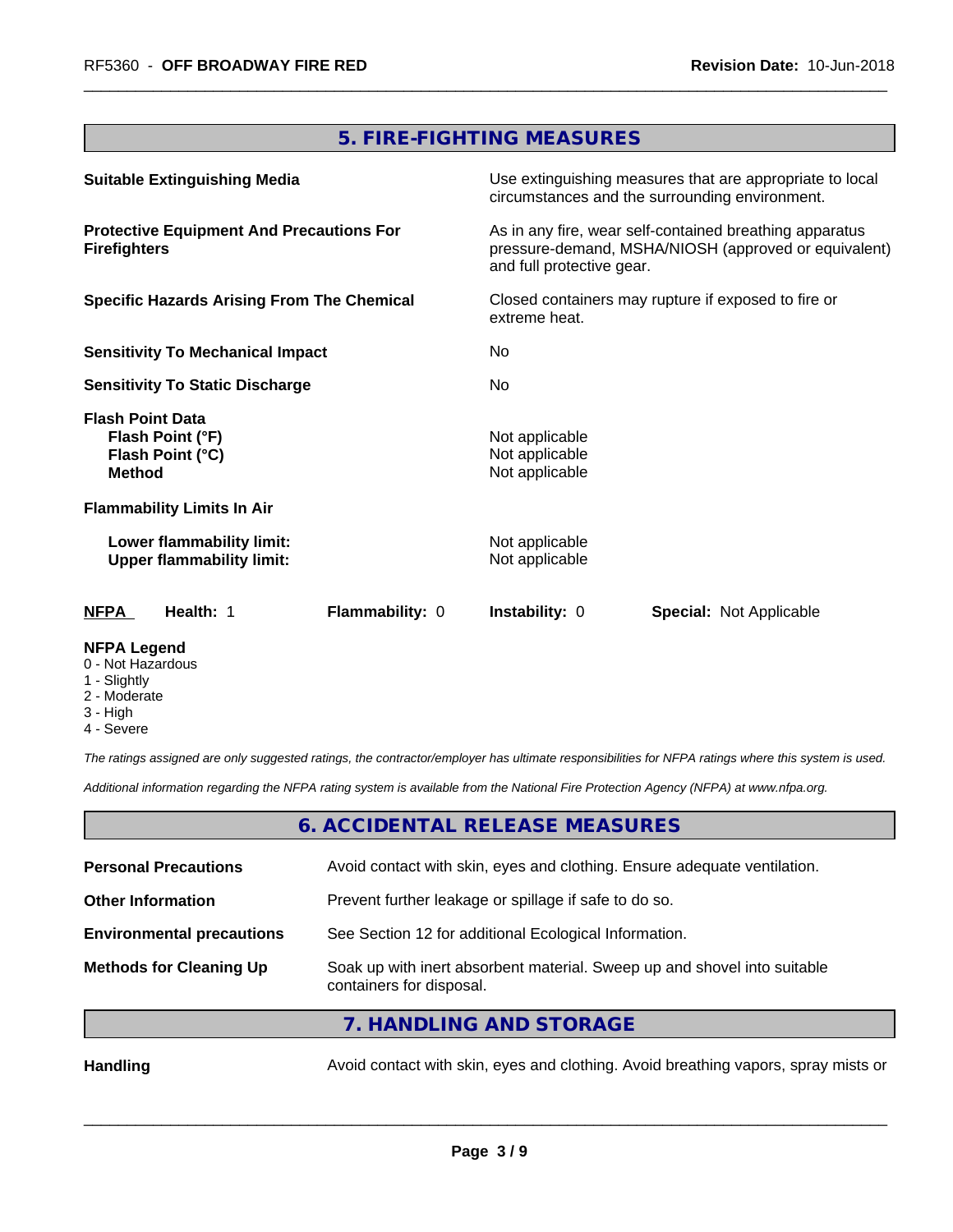## 5. FIRE-FIGHTING MEASURES

| | |
|---|---|
| **Suitable Extinguishing Media** | Use extinguishing measures that are appropriate to local circumstances and the surrounding environment. |
| **Protective Equipment And Precautions For Firefighters** | As in any fire, wear self-contained breathing apparatus pressure-demand, MSHA/NIOSH (approved or equivalent) and full protective gear. |
| **Specific Hazards Arising From The Chemical** | Closed containers may rupture if exposed to fire or extreme heat. |
| **Sensitivity To Mechanical Impact** | No |
| **Sensitivity To Static Discharge** | No |
| **Flash Point Data** | |
| **Flash Point (°F)** | Not applicable |
| **Flash Point (°C)** | Not applicable |
| **Method** | Not applicable |
| **Flammability Limits In Air** | |
| **Lower flammability limit:** | Not applicable |
| **Upper flammability limit:** | Not applicable |

| **NFPA** | **Health:** 1 | **Flammability:** 0 | **Instability:** 0 | **Special:** Not Applicable |
|---|---|---|---|---|

**NFPA Legend**
0 - Not Hazardous
1 - Slightly
2 - Moderate
3 - High
4 - Severe

*The ratings assigned are only suggested ratings, the contractor/employer has ultimate responsibilities for NFPA ratings where this system is used.*

*Additional information regarding the NFPA rating system is available from the National Fire Protection Agency (NFPA) at www.nfpa.org.*

## 6. ACCIDENTAL RELEASE MEASURES

| | |
|---|---|
| **Personal Precautions** | Avoid contact with skin, eyes and clothing. Ensure adequate ventilation. |
| **Other Information** | Prevent further leakage or spillage if safe to do so. |
| **Environmental precautions** | See Section 12 for additional Ecological Information. |
| **Methods for Cleaning Up** | Soak up with inert absorbent material. Sweep up and shovel into suitable containers for disposal. |

## 7. HANDLING AND STORAGE

| | |
|---|---|
| **Handling** | Avoid contact with skin, eyes and clothing. Avoid breathing vapors, spray mists or |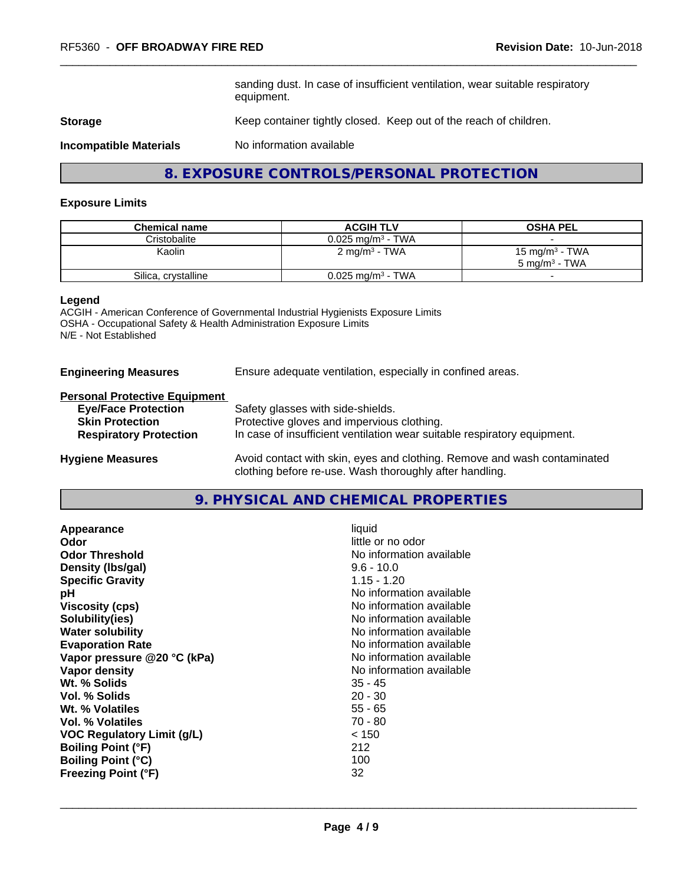sanding dust. In case of insufficient ventilation, wear suitable respiratory equipment.

**Storage** Keep container tightly closed. Keep out of the reach of children.

**Incompatible Materials** No information available

## 8. EXPOSURE CONTROLS/PERSONAL PROTECTION

### Exposure Limits

| Chemical name | ACGIH TLV | OSHA PEL |
| --- | --- | --- |
| Cristobalite | 0.025 mg/m³ - TWA | - |
| Kaolin | 2 mg/m³ - TWA | 15 mg/m³ - TWA<br>5 mg/m³ - TWA |
| Silica, crystalline | 0.025 mg/m³ - TWA | - |

**Legend**
ACGIH - American Conference of Governmental Industrial Hygienists Exposure Limits
OSHA - Occupational Safety & Health Administration Exposure Limits
N/E - Not Established

**Engineering Measures** Ensure adequate ventilation, especially in confined areas.

**Personal Protective Equipment**

- **Eye/Face Protection** Safety glasses with side-shields.
- **Skin Protection** Protective gloves and impervious clothing.
- **Respiratory Protection** In case of insufficient ventilation wear suitable respiratory equipment.

**Hygiene Measures** Avoid contact with skin, eyes and clothing. Remove and wash contaminated clothing before re-use. Wash thoroughly after handling.

## 9. PHYSICAL AND CHEMICAL PROPERTIES

| | |
| --- | --- |
| **Appearance** | liquid |
| **Odor** | little or no odor |
| **Odor Threshold** | No information available |
| **Density (lbs/gal)** | 9.6 - 10.0 |
| **Specific Gravity** | 1.15 - 1.20 |
| **pH** | No information available |
| **Viscosity (cps)** | No information available |
| **Solubility(ies)** | No information available |
| **Water solubility** | No information available |
| **Evaporation Rate** | No information available |
| **Vapor pressure @20 °C (kPa)** | No information available |
| **Vapor density** | No information available |
| **Wt. % Solids** | 35 - 45 |
| **Vol. % Solids** | 20 - 30 |
| **Wt. % Volatiles** | 55 - 65 |
| **Vol. % Volatiles** | 70 - 80 |
| **VOC Regulatory Limit (g/L)** | < 150 |
| **Boiling Point (°F)** | 212 |
| **Boiling Point (°C)** | 100 |
| **Freezing Point (°F)** | 32 |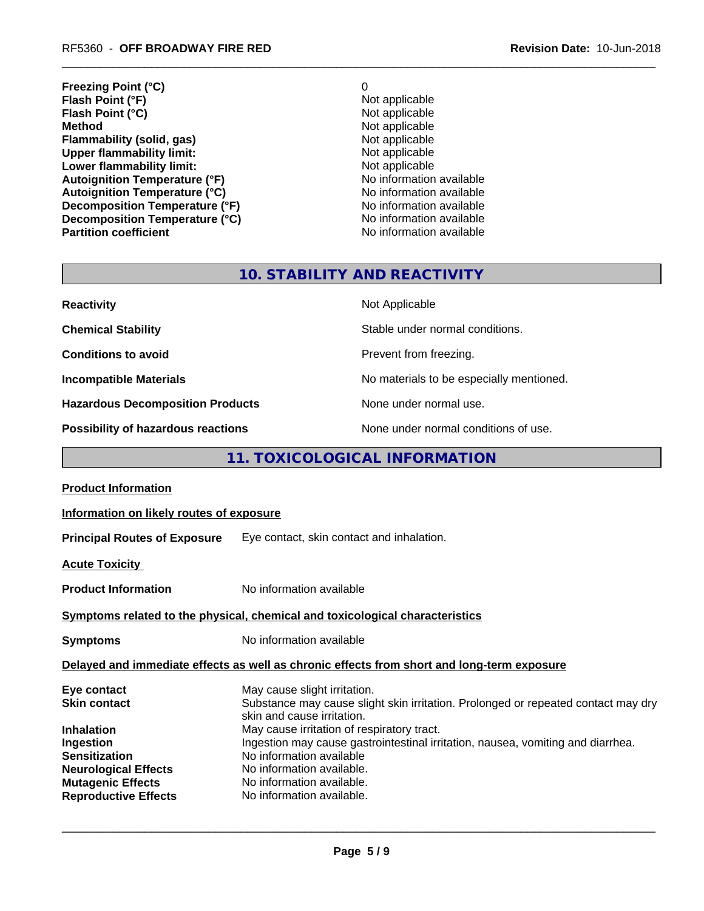| | |
|---|---|
| **Freezing Point (°C)** | 0 |
| **Flash Point (°F)** | Not applicable |
| **Flash Point (°C)** | Not applicable |
| **Method** | Not applicable |
| **Flammability (solid, gas)** | Not applicable |
| **Upper flammability limit:** | Not applicable |
| **Lower flammability limit:** | Not applicable |
| **Autoignition Temperature (°F)** | No information available |
| **Autoignition Temperature (°C)** | No information available |
| **Decomposition Temperature (°F)** | No information available |
| **Decomposition Temperature (°C)** | No information available |
| **Partition coefficient** | No information available |

## 10. STABILITY AND REACTIVITY

| | |
|---|---|
| **Reactivity** | Not Applicable |
| **Chemical Stability** | Stable under normal conditions. |
| **Conditions to avoid** | Prevent from freezing. |
| **Incompatible Materials** | No materials to be especially mentioned. |
| **Hazardous Decomposition Products** | None under normal use. |
| **Possibility of hazardous reactions** | None under normal conditions of use. |

## 11. TOXICOLOGICAL INFORMATION

**Product Information**

**Information on likely routes of exposure**

**Principal Routes of Exposure** Eye contact, skin contact and inhalation.

**Acute Toxicity**

**Product Information** No information available

**Symptoms related to the physical, chemical and toxicological characteristics**

**Symptoms** No information available

**Delayed and immediate effects as well as chronic effects from short and long-term exposure**

| | |
|---|---|
| **Eye contact** | May cause slight irritation. |
| **Skin contact** | Substance may cause slight skin irritation. Prolonged or repeated contact may dry skin and cause irritation. |
| **Inhalation** | May cause irritation of respiratory tract. |
| **Ingestion** | Ingestion may cause gastrointestinal irritation, nausea, vomiting and diarrhea. |
| **Sensitization** | No information available |
| **Neurological Effects** | No information available. |
| **Mutagenic Effects** | No information available. |
| **Reproductive Effects** | No information available. |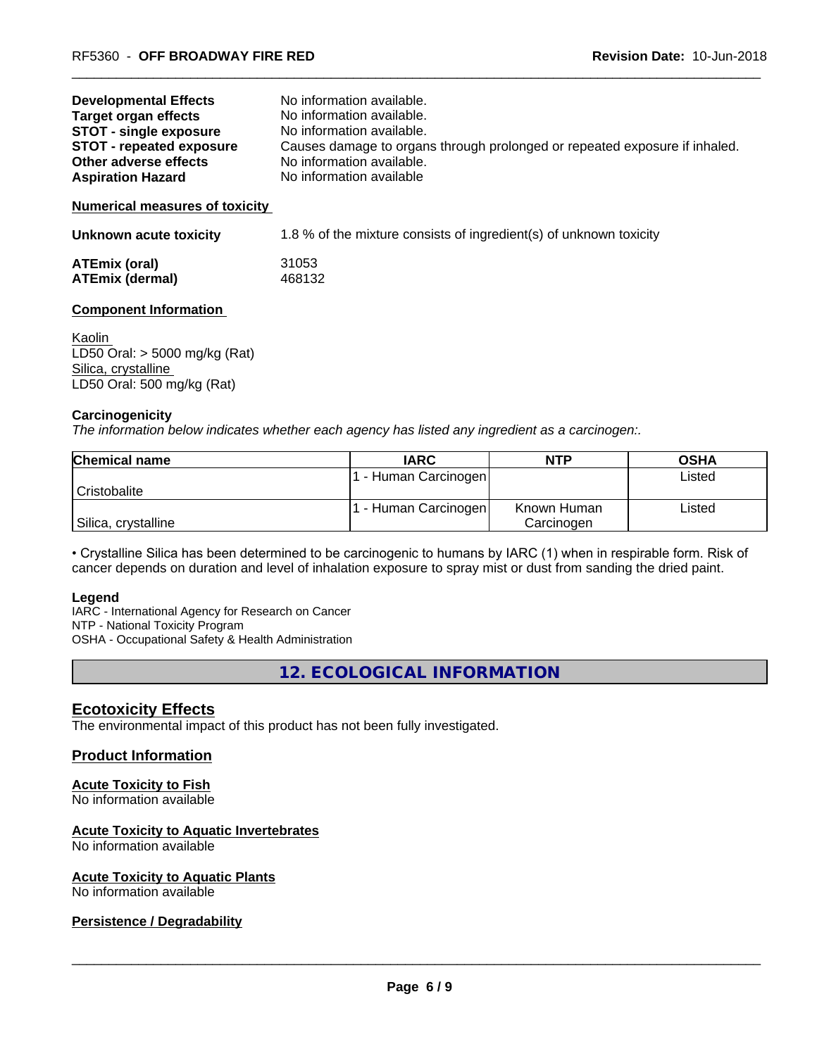| | |
|---|---|
| **Developmental Effects** | No information available. |
| **Target organ effects** | No information available. |
| **STOT - single exposure** | No information available. |
| **STOT - repeated exposure** | Causes damage to organs through prolonged or repeated exposure if inhaled. |
| **Other adverse effects** | No information available. |
| **Aspiration Hazard** | No information available |

**Numerical measures of toxicity**

**Unknown acute toxicity** 1.8 % of the mixture consists of ingredient(s) of unknown toxicity

**ATEmix (oral)** 31053
**ATEmix (dermal)** 468132

**Component Information**

Kaolin
LD50 Oral: > 5000 mg/kg (Rat)
Silica, crystalline
LD50 Oral: 500 mg/kg (Rat)

**Carcinogenicity**

*The information below indicates whether each agency has listed any ingredient as a carcinogen:.*

| Chemical name | IARC | NTP | OSHA |
|---|---|---|---|
| Cristobalite | 1 - Human Carcinogen | | Listed |
| Silica, crystalline | 1 - Human Carcinogen | Known Human Carcinogen | Listed |

• Crystalline Silica has been determined to be carcinogenic to humans by IARC (1) when in respirable form. Risk of cancer depends on duration and level of inhalation exposure to spray mist or dust from sanding the dried paint.

**Legend**
IARC - International Agency for Research on Cancer
NTP - National Toxicity Program
OSHA - Occupational Safety & Health Administration

## 12. ECOLOGICAL INFORMATION

### Ecotoxicity Effects

The environmental impact of this product has not been fully investigated.

### Product Information

**Acute Toxicity to Fish**
No information available

**Acute Toxicity to Aquatic Invertebrates**
No information available

**Acute Toxicity to Aquatic Plants**
No information available

**Persistence / Degradability**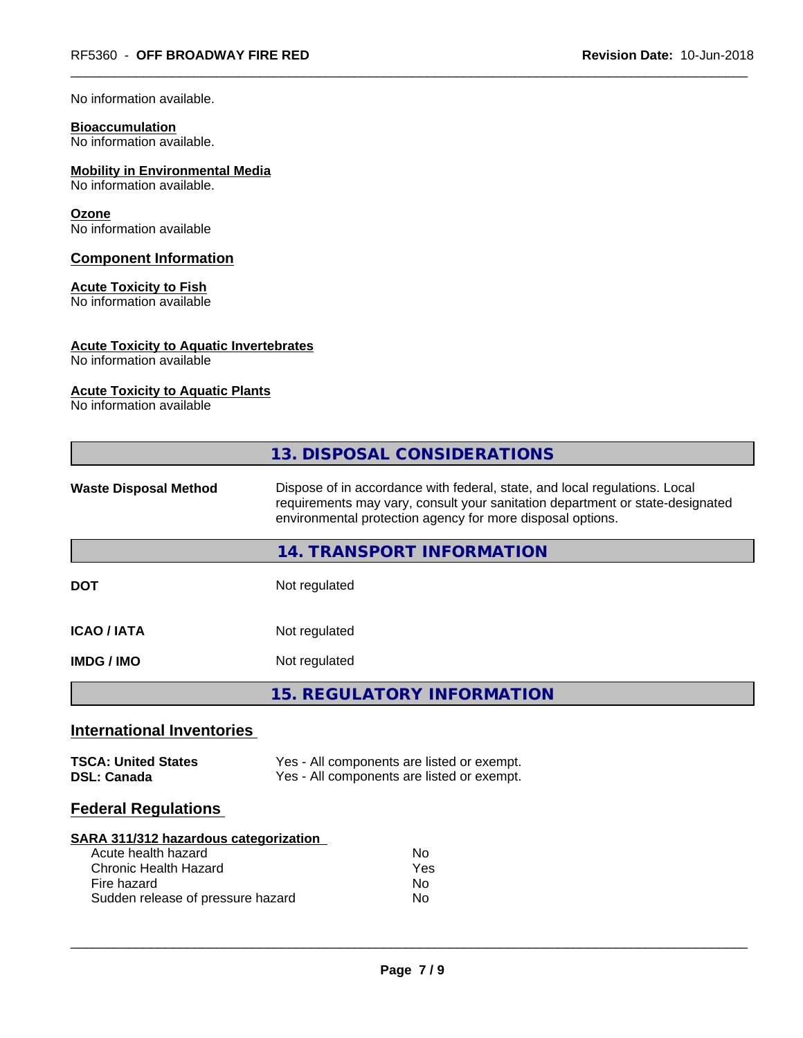No information available.

**Bioaccumulation**
No information available.

**Mobility in Environmental Media**
No information available.

**Ozone**
No information available

### Component Information

**Acute Toxicity to Fish**
No information available

**Acute Toxicity to Aquatic Invertebrates**
No information available

**Acute Toxicity to Aquatic Plants**
No information available

## 13. DISPOSAL CONSIDERATIONS

| | |
|---|---|
| **Waste Disposal Method** | Dispose of in accordance with federal, state, and local regulations. Local requirements may vary, consult your sanitation department or state-designated environmental protection agency for more disposal options. |

## 14. TRANSPORT INFORMATION

| | |
|---|---|
| **DOT** | Not regulated |
| **ICAO / IATA** | Not regulated |
| **IMDG / IMO** | Not regulated |

## 15. REGULATORY INFORMATION

### International Inventories

| | |
|---|---|
| **TSCA: United States** | Yes - All components are listed or exempt. |
| **DSL: Canada** | Yes - All components are listed or exempt. |

### Federal Regulations

**SARA 311/312 hazardous categorization**

| | |
|---|---|
| Acute health hazard | No |
| Chronic Health Hazard | Yes |
| Fire hazard | No |
| Sudden release of pressure hazard | No |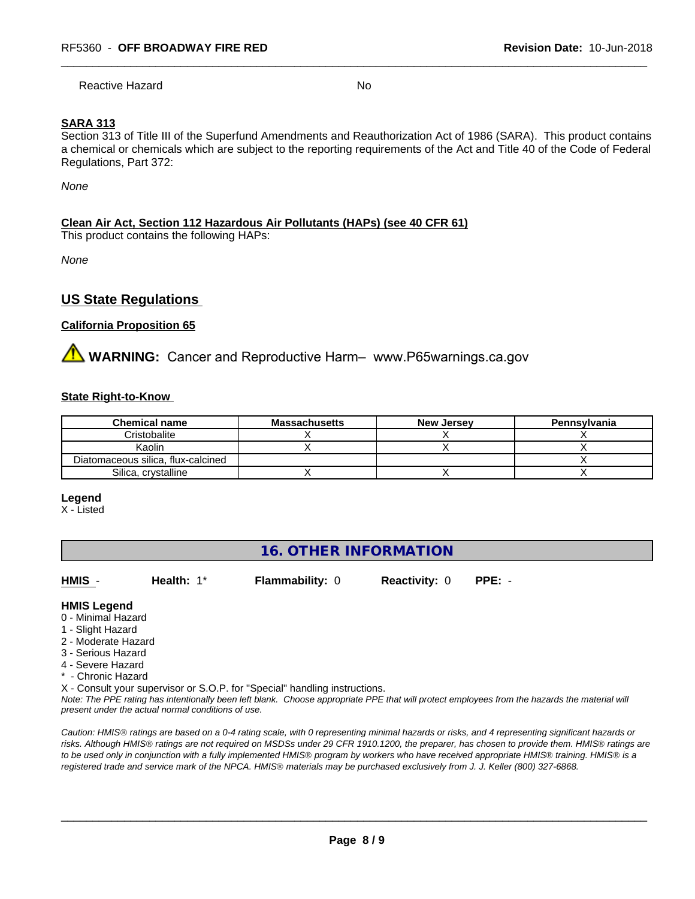Reactive Hazard No

**SARA 313**

Section 313 of Title III of the Superfund Amendments and Reauthorization Act of 1986 (SARA). This product contains a chemical or chemicals which are subject to the reporting requirements of the Act and Title 40 of the Code of Federal Regulations, Part 372:

*None*

**Clean Air Act, Section 112 Hazardous Air Pollutants (HAPs) (see 40 CFR 61)**

This product contains the following HAPs:

*None*

## US State Regulations

**California Proposition 65**

⚠ **WARNING:** Cancer and Reproductive Harm– www.P65warnings.ca.gov

**State Right-to-Know**

| Chemical name | Massachusetts | New Jersey | Pennsylvania |
|---|---|---|---|
| Cristobalite | X | X | X |
| Kaolin | X | X | X |
| Diatomaceous silica, flux-calcined | | | X |
| Silica, crystalline | X | X | X |

**Legend**

X - Listed

## 16. OTHER INFORMATION

**HMIS** - **Health:** 1* **Flammability:** 0 **Reactivity:** 0 **PPE:** -

**HMIS Legend**

0 - Minimal Hazard
1 - Slight Hazard
2 - Moderate Hazard
3 - Serious Hazard
4 - Severe Hazard
* - Chronic Hazard
X - Consult your supervisor or S.O.P. for "Special" handling instructions.

*Note: The PPE rating has intentionally been left blank. Choose appropriate PPE that will protect employees from the hazards the material will present under the actual normal conditions of use.*

*Caution: HMIS® ratings are based on a 0-4 rating scale, with 0 representing minimal hazards or risks, and 4 representing significant hazards or risks. Although HMIS® ratings are not required on MSDSs under 29 CFR 1910.1200, the preparer, has chosen to provide them. HMIS® ratings are to be used only in conjunction with a fully implemented HMIS® program by workers who have received appropriate HMIS® training. HMIS® is a registered trade and service mark of the NPCA. HMIS® materials may be purchased exclusively from J. J. Keller (800) 327-6868.*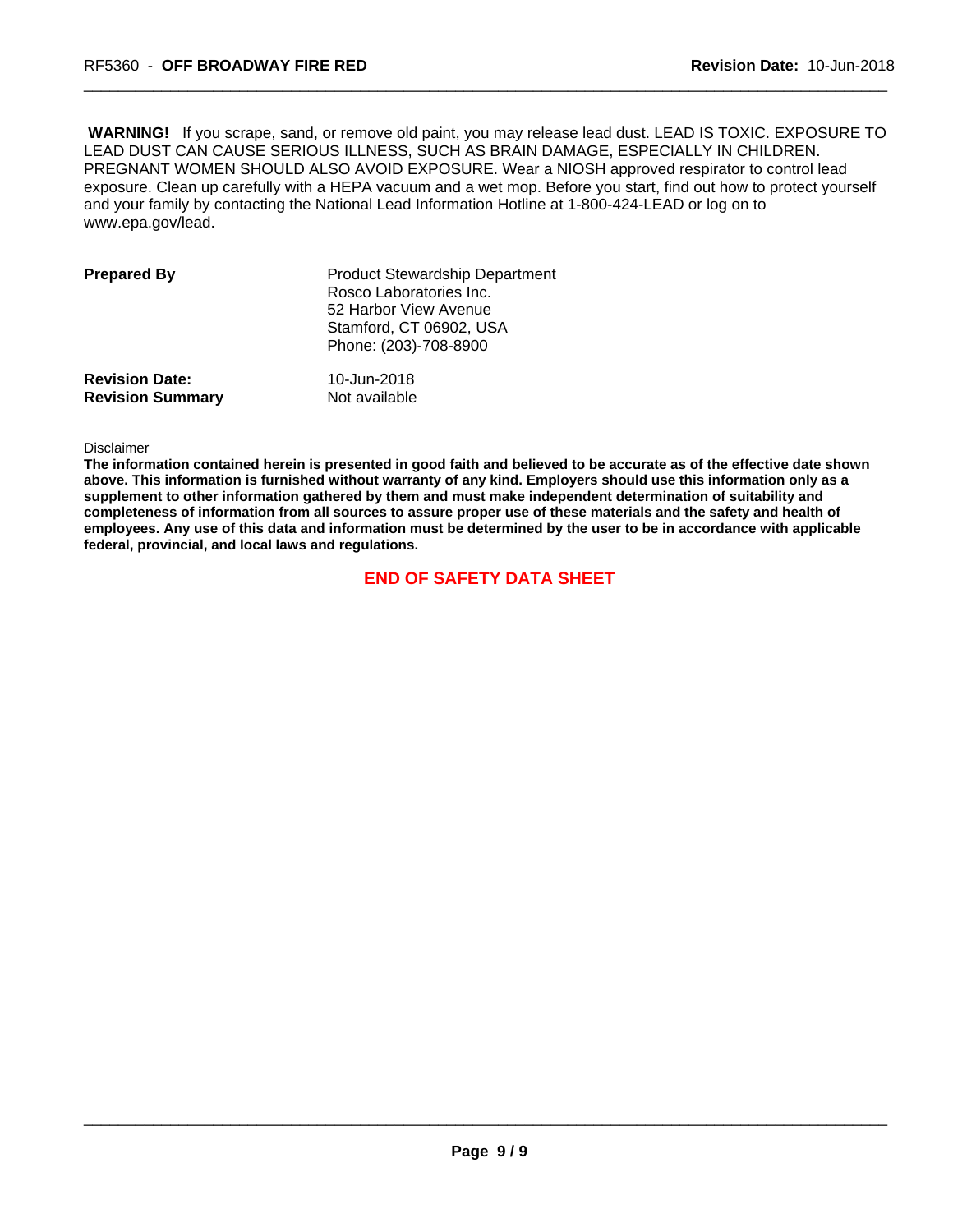**WARNING!** If you scrape, sand, or remove old paint, you may release lead dust. LEAD IS TOXIC. EXPOSURE TO LEAD DUST CAN CAUSE SERIOUS ILLNESS, SUCH AS BRAIN DAMAGE, ESPECIALLY IN CHILDREN. PREGNANT WOMEN SHOULD ALSO AVOID EXPOSURE. Wear a NIOSH approved respirator to control lead exposure. Clean up carefully with a HEPA vacuum and a wet mop. Before you start, find out how to protect yourself and your family by contacting the National Lead Information Hotline at 1-800-424-LEAD or log on to www.epa.gov/lead.

| | |
|---|---|
| **Prepared By** | Product Stewardship Department<br>Rosco Laboratories Inc.<br>52 Harbor View Avenue<br>Stamford, CT 06902, USA<br>Phone: (203)-708-8900 |
| **Revision Date:** | 10-Jun-2018 |
| **Revision Summary** | Not available |

Disclaimer

**The information contained herein is presented in good faith and believed to be accurate as of the effective date shown above. This information is furnished without warranty of any kind. Employers should use this information only as a supplement to other information gathered by them and must make independent determination of suitability and completeness of information from all sources to assure proper use of these materials and the safety and health of employees. Any use of this data and information must be determined by the user to be in accordance with applicable federal, provincial, and local laws and regulations.**

**END OF SAFETY DATA SHEET**